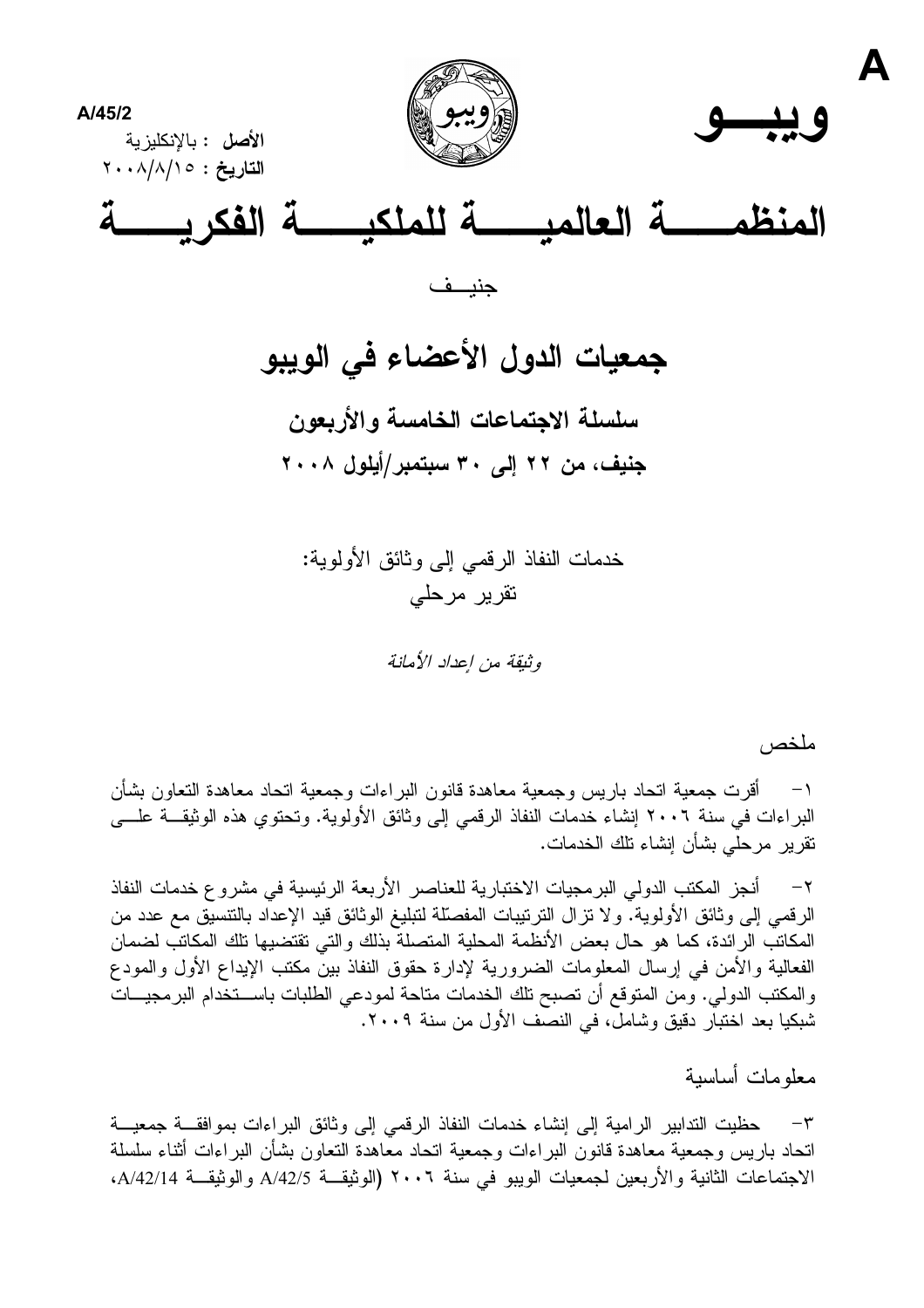A

A/45/2

**الأصل** : بالإنكليزية

**التاريخ** : ٢٠٠٨/٨/١٥

**ويبـــو**

# المنظمـــــة العالميـــــة للملكيـــــة الفكريـــــة

جنيــف

## جمعيات الدول الأعضاء في الويبو

### سلسلة الاجتماعات الخامسة والأربعون

### جنيف، من ٢٢ إلى ٣٠ سبتمبر/أيلول ٢٠٠٨

خدمات النفاذ الرقمي إلى وثائق الأولوية:
تقرير مرحلي

*وثيقة من إعداد الأمانة*

ملخص

١- أقرت جمعية اتحاد باريس وجمعية معاهدة قانون البراءات وجمعية اتحاد معاهدة التعاون بشأن البراءات في سنة ٢٠٠٦ إنشاء خدمات النفاذ الرقمي إلى وثائق الأولوية. وتحتوي هذه الوثيقة على تقرير مرحلي بشأن إنشاء تلك الخدمات.

٢- أنجز المكتب الدولي البرمجيات الاختبارية للعناصر الأربعة الرئيسية في مشروع خدمات النفاذ الرقمي إلى وثائق الأولوية. ولا تزال الترتيبات المفصّلة لتبليغ الوثائق قيد الإعداد بالتنسيق مع عدد من المكاتب الرائدة، كما هو حال بعض الأنظمة المحلية المتصلة بذلك والتي تقتضيها تلك المكاتب لضمان الفعالية والأمن في إرسال المعلومات الضرورية لإدارة حقوق النفاذ بين مكتب الإيداع الأول والمودع والمكتب الدولي. ومن المتوقع أن تصبح تلك الخدمات متاحة لمودعي الطلبات باستخدام البرمجيات شبكيا بعد اختبار دقيق وشامل، في النصف الأول من سنة ٢٠٠٩.

معلومات أساسية

٣- حظيت التدابير الرامية إلى إنشاء خدمات النفاذ الرقمي إلى وثائق البراءات بموافقة جمعية اتحاد باريس وجمعية معاهدة قانون البراءات وجمعية اتحاد معاهدة التعاون بشأن البراءات أثناء سلسلة الاجتماعات الثانية والأربعين لجمعيات الويبو في سنة ٢٠٠٦ (الوثيقة A/42/5 والوثيقة A/42/14،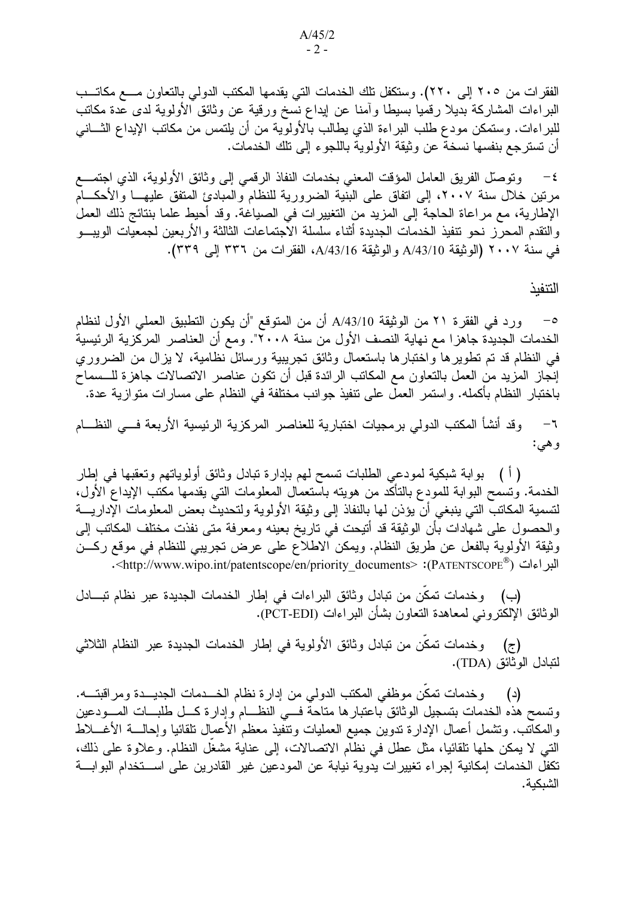الفقرات من ٢٠٥ إلى ٢٢٠). وستكفل تلك الخدمات التي يقدمها المكتب الدولي بالتعاون مع مكاتب البراءات المشاركة بديلا رقميا بسيطا وآمنا عن إيداع نسخ ورقية عن وثائق الأولوية لدى عدة مكاتب للبراءات. وستمكن مودع طلب البراءة الذي يطالب بالأولوية من أن يلتمس من مكاتب الإيداع الثاني أن تسترجع بنفسها نسخة عن وثيقة الأولوية باللجوء إلى تلك الخدمات.

٤- وتوصّل الفريق العامل المؤقت المعني بخدمات النفاذ الرقمي إلى وثائق الأولوية، الذي اجتمع مرتين خلال سنة ٢٠٠٧، إلى اتفاق على البنية الضرورية للنظام والمبادئ المتفق عليها والأحكام الإطارية، مع مراعاة الحاجة إلى المزيد من التغييرات في الصياغة. وقد أحيط علما بنتائج ذلك العمل والتقدم المحرز نحو تنفيذ الخدمات الجديدة أثناء سلسلة الاجتماعات الثالثة والأربعين لجمعيات الويبو في سنة ٢٠٠٧ (الوثيقة A/43/10 والوثيقة A/43/16، الفقرات من ٣٣٦ إلى ٣٣٩).

التنفيذ

٥- ورد في الفقرة ٢١ من الوثيقة A/43/10 أن من المتوقع "أن يكون التطبيق العملي الأول لنظام الخدمات الجديدة جاهزا مع نهاية النصف الأول من سنة ٢٠٠٨". ومع أن العناصر المركزية الرئيسية في النظام قد تم تطويرها واختبارها باستعمال وثائق تجريبية ورسائل نظامية، لا يزال من الضروري إنجاز المزيد من العمل بالتعاون مع المكاتب الرائدة قبل أن تكون عناصر الاتصالات جاهزة للسماح باختبار النظام بأكمله. واستمر العمل على تنفيذ جوانب مختلفة في النظام على مسارات متوازية عدة.

٦- وقد أنشأ المكتب الدولي برمجيات اختبارية للعناصر المركزية الرئيسية الأربعة في النظام وهي:

(أ) بوابة شبكية لمودعي الطلبات تسمح لهم بإدارة تبادل وثائق أولوياتهم وتعقبها في إطار الخدمة. وتسمح البوابة للمودع بالتأكد من هويته باستعمال المعلومات التي يقدمها مكتب الإيداع الأول، لتسمية المكاتب التي ينبغي أن يؤذن لها بالنفاذ إلى وثيقة الأولوية ولتحديث بعض المعلومات الإدارية والحصول على شهادات بأن الوثيقة قد أتيحت في تاريخ بعينه ومعرفة متى نفذت مختلف المكاتب إلى وثيقة الأولوية بالفعل عن طريق النظام. ويمكن الاطلاع على عرض تجريبي للنظام في موقع ركن البراءات (PATENTSCOPE®): <http://www.wipo.int/patentscope/en/priority_documents>.

(ب) وخدمات تمكّن من تبادل وثائق البراءات في إطار الخدمات الجديدة عبر نظام تبادل الوثائق الإلكتروني لمعاهدة التعاون بشأن البراءات (PCT-EDI).

(ج) وخدمات تمكّن من تبادل وثائق الأولوية في إطار الخدمات الجديدة عبر النظام الثلاثي لتبادل الوثائق (TDA).

(د) وخدمات تمكّن موظفي المكتب الدولي من إدارة نظام الخدمات الجديدة ومراقبته. وتسمح هذه الخدمات بتسجيل الوثائق باعتبارها متاحة في النظام وإدارة كل طلبات المودعين والمكاتب. وتشمل أعمال الإدارة تدوين جميع العمليات وتنفيذ معظم الأعمال تلقائيا وإحالة الأغلاط التي لا يمكن حلها تلقائيا، مثل عطل في نظام الاتصالات، إلى عناية مشغّل النظام. وعلاوة على ذلك، تكفل الخدمات إمكانية إجراء تغييرات يدوية نيابة عن المودعين غير القادرين على استخدام البوابة الشبكية.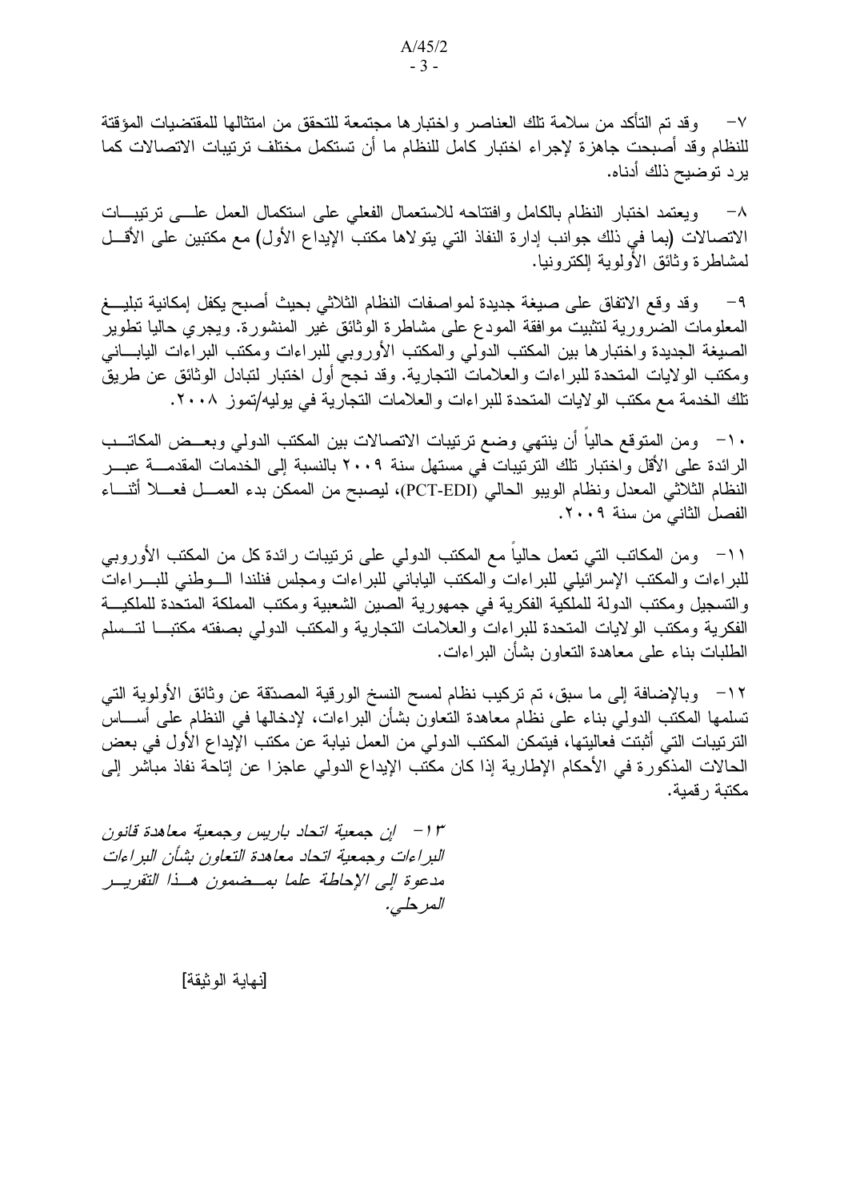٧- وقد تم التأكد من سلامة تلك العناصر واختبارها مجتمعة للتحقق من امتثالها للمقتضيات المؤقتة للنظام وقد أصبحت جاهزة لإجراء اختبار كامل للنظام ما أن تستكمل مختلف ترتيبات الاتصالات كما يرد توضيح ذلك أدناه.

٨- ويعتمد اختبار النظام بالكامل وافتتاحه للاستعمال الفعلي على استكمال العمل على ترتيبات الاتصالات (بما في ذلك جوانب إدارة النفاذ التي يتولاها مكتب الإيداع الأول) مع مكتبين على الأقل لمشاطرة وثائق الأولوية إلكترونيا.

٩- وقد وقع الاتفاق على صيغة جديدة لمواصفات النظام الثلاثي بحيث أصبح يكفل إمكانية تبليغ المعلومات الضرورية لتثبيت موافقة المودع على مشاطرة الوثائق غير المنشورة. ويجري حاليا تطوير الصيغة الجديدة واختبارها بين المكتب الدولي والمكتب الأوروبي للبراءات ومكتب البراءات الياباني ومكتب الولايات المتحدة للبراءات والعلامات التجارية. وقد نجح أول اختبار لتبادل الوثائق عن طريق تلك الخدمة مع مكتب الولايات المتحدة للبراءات والعلامات التجارية في يوليه/تموز ٢٠٠٨.

١٠- ومن المتوقع حالياً أن ينتهي وضع ترتيبات الاتصالات بين المكتب الدولي وبعض المكاتب الرائدة على الأقل واختبار تلك الترتيبات في مستهل سنة ٢٠٠٩ بالنسبة إلى الخدمات المقدمة عبر النظام الثلاثي المعدل ونظام الويبو الحالي (PCT-EDI)، ليصبح من الممكن بدء العمل فعلا أثناء الفصل الثاني من سنة ٢٠٠٩.

١١- ومن المكاتب التي تعمل حالياً مع المكتب الدولي على ترتيبات رائدة كل من المكتب الأوروبي للبراءات والمكتب الإسرائيلي للبراءات والمكتب الياباني للبراءات ومجلس فنلندا الوطني للبراءات والتسجيل ومكتب الدولة للملكية الفكرية في جمهورية الصين الشعبية ومكتب المملكة المتحدة للملكية الفكرية ومكتب الولايات المتحدة للبراءات والعلامات التجارية والمكتب الدولي بصفته مكتبا لتسلم الطلبات بناء على معاهدة التعاون بشأن البراءات.

١٢- وبالإضافة إلى ما سبق، تم تركيب نظام لمسح النسخ الورقية المصدّقة عن وثائق الأولوية التي تسلمها المكتب الدولي بناء على نظام معاهدة التعاون بشأن البراءات، لإدخالها في النظام على أساس الترتيبات التي أثبتت فعاليتها، فيتمكن المكتب الدولي من العمل نيابة عن مكتب الإيداع الأول في بعض الحالات المذكورة في الأحكام الإطارية إذا كان مكتب الإيداع الدولي عاجزا عن إتاحة نفاذ مباشر إلى مكتبة رقمية.

*١٣- إن جمعية اتحاد باريس وجمعية معاهدة قانون البراءات وجمعية اتحاد معاهدة التعاون بشأن البراءات مدعوة إلى الإحاطة علما بمضمون هذا التقرير المرحلي.*

[نهاية الوثيقة]